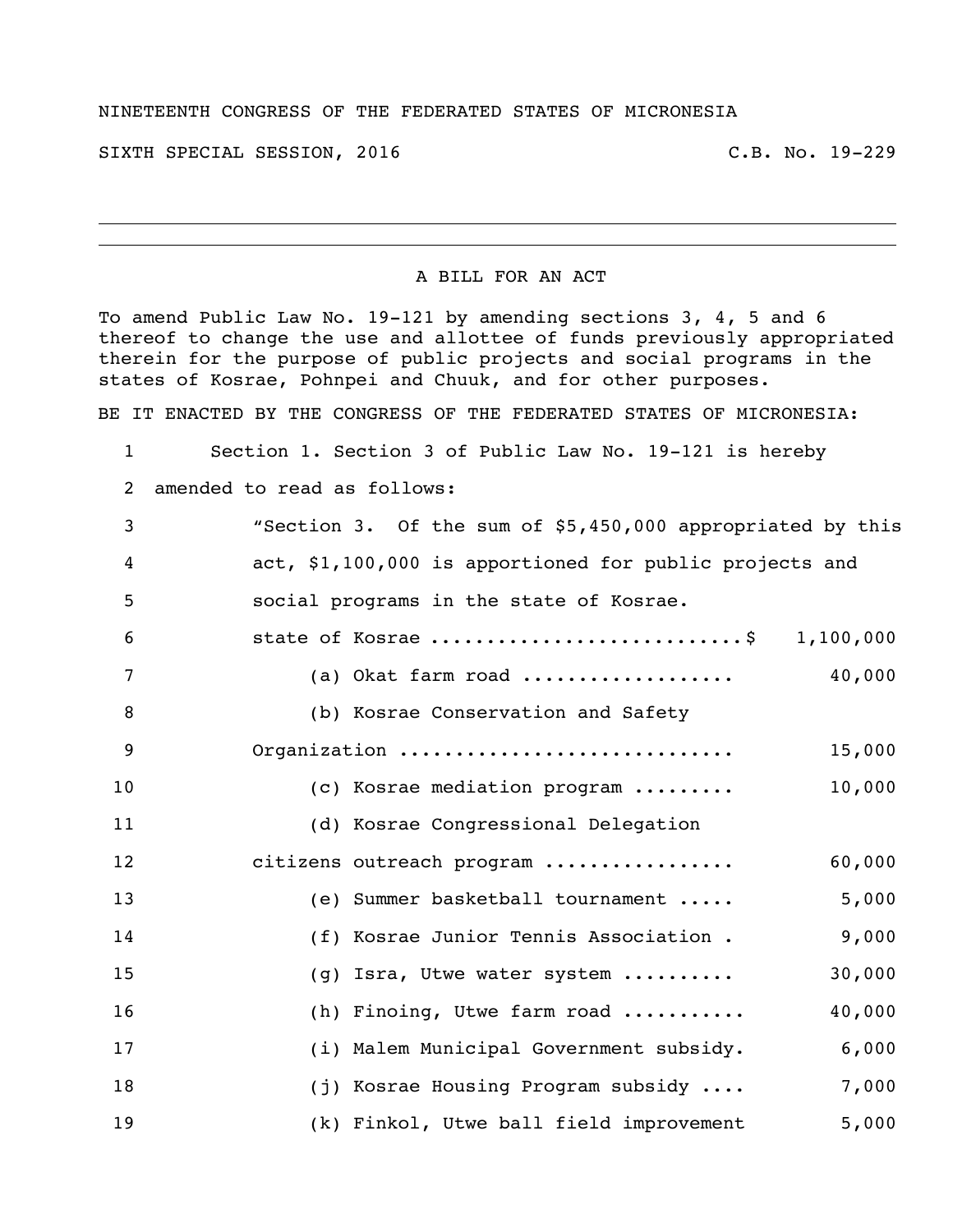NINETEENTH CONGRESS OF THE FEDERATED STATES OF MICRONESIA

SIXTH SPECIAL SESSION, 2016 C.B. No. 19-229

# A BILL FOR AN ACT

To amend Public Law No. 19-121 by amending sections 3, 4, 5 and 6 thereof to change the use and allottee of funds previously appropriated therein for the purpose of public projects and social programs in the states of Kosrae, Pohnpei and Chuuk, and for other purposes.

BE IT ENACTED BY THE CONGRESS OF THE FEDERATED STATES OF MICRONESIA:

1 Section 1. Section 3 of Public Law No. 19-121 is hereby
2 amended to read as follows:

3 "Section 3. Of the sum of $5,450,000 appropriated by this
4 act, $1,100,000 is apportioned for public projects and
5 social programs in the state of Kosrae.

6 state of Kosrae ............................$ 1,100,000
7 (a) Okat farm road .................. 40,000
8 (b) Kosrae Conservation and Safety
9 Organization ............................ 15,000
10 (c) Kosrae mediation program ......... 10,000
11 (d) Kosrae Congressional Delegation
12 citizens outreach program ................ 60,000
13 (e) Summer basketball tournament ..... 5,000
14 (f) Kosrae Junior Tennis Association . 9,000
15 (g) Isra, Utwe water system .......... 30,000
16 (h) Finoing, Utwe farm road .......... 40,000
17 (i) Malem Municipal Government subsidy. 6,000
18 (j) Kosrae Housing Program subsidy .... 7,000
19 (k) Finkol, Utwe ball field improvement 5,000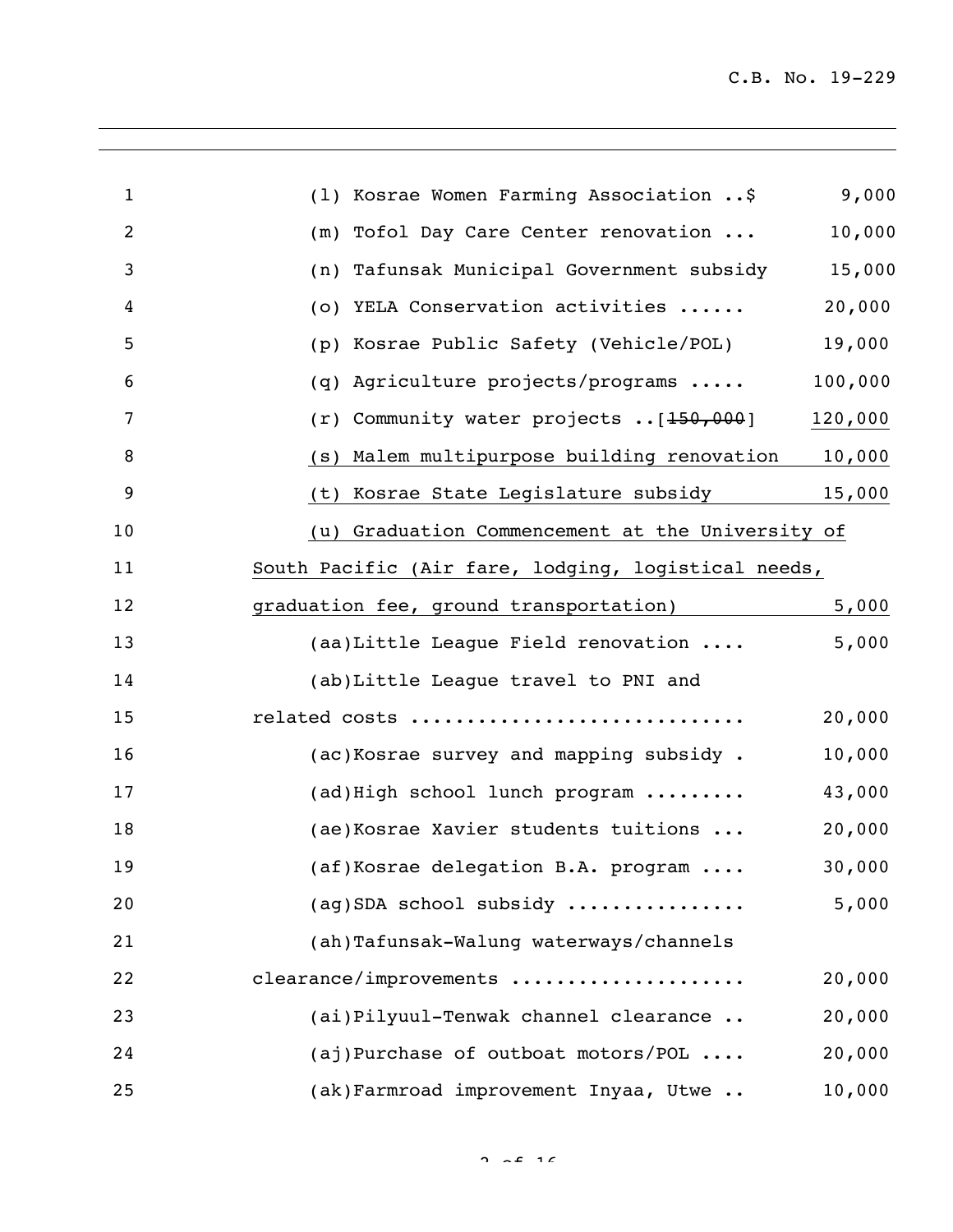(l) Kosrae Women Farming Association ..$ 9,000

(m) Tofol Day Care Center renovation ... 10,000

(n) Tafunsak Municipal Government subsidy 15,000

(o) YELA Conservation activities ...... 20,000

(p) Kosrae Public Safety (Vehicle/POL) 19,000

(q) Agriculture projects/programs ..... 100,000

(r) Community water projects ..[~~150,000~~] <u>120,000</u>

<u>(s) Malem multipurpose building renovation 10,000</u>

<u>(t) Kosrae State Legislature subsidy 15,000</u>

<u>(u) Graduation Commencement at the University of South Pacific (Air fare, lodging, logistical needs, graduation fee, ground transportation) 5,000</u>

(aa)Little League Field renovation .... 5,000

(ab)Little League travel to PNI and related costs ............................ 20,000

(ac)Kosrae survey and mapping subsidy . 10,000

(ad)High school lunch program ......... 43,000

(ae)Kosrae Xavier students tuitions ... 20,000

(af)Kosrae delegation B.A. program .... 30,000

(ag)SDA school subsidy ............... 5,000

(ah)Tafunsak-Walung waterways/channels clearance/improvements .................... 20,000

(ai)Pilyuul-Tenwak channel clearance .. 20,000

(aj)Purchase of outboat motors/POL .... 20,000

(ak)Farmroad improvement Inyaa, Utwe .. 10,000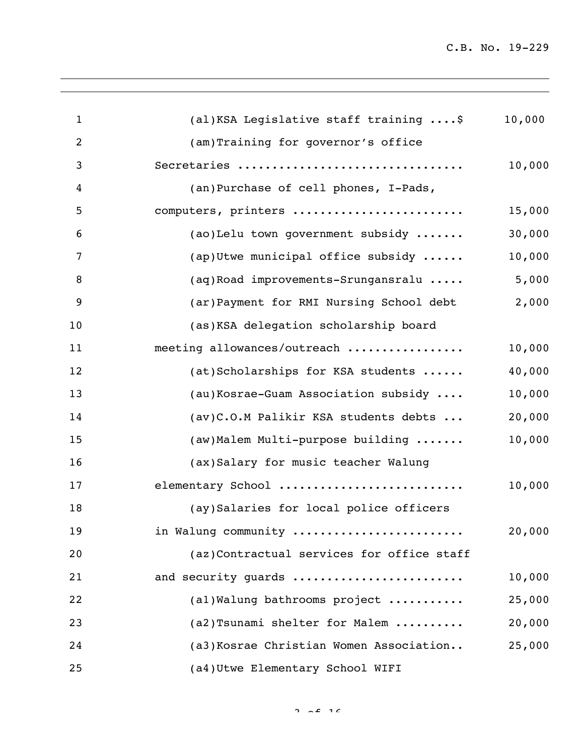(al)KSA Legislative staff training ....$ 10,000

(am)Training for governor's office Secretaries ................................ 10,000

(an)Purchase of cell phones, I-Pads, computers, printers ........................ 15,000

(ao)Lelu town government subsidy ....... 30,000

(ap)Utwe municipal office subsidy ...... 10,000

(aq)Road improvements-Srungansralu ..... 5,000

(ar)Payment for RMI Nursing School debt 2,000

(as)KSA delegation scholarship board meeting allowances/outreach ................ 10,000

(at)Scholarships for KSA students ...... 40,000

(au)Kosrae-Guam Association subsidy .... 10,000

(av)C.O.M Palikir KSA students debts ... 20,000

(aw)Malem Multi-purpose building ....... 10,000

(ax)Salary for music teacher Walung elementary School .......................... 10,000

(ay)Salaries for local police officers in Walung community ........................ 20,000

(az)Contractual services for office staff and security guards ........................ 10,000

(a1)Walung bathrooms project .......... 25,000

(a2)Tsunami shelter for Malem ......... 20,000

(a3)Kosrae Christian Women Association.. 25,000

(a4)Utwe Elementary School WIFI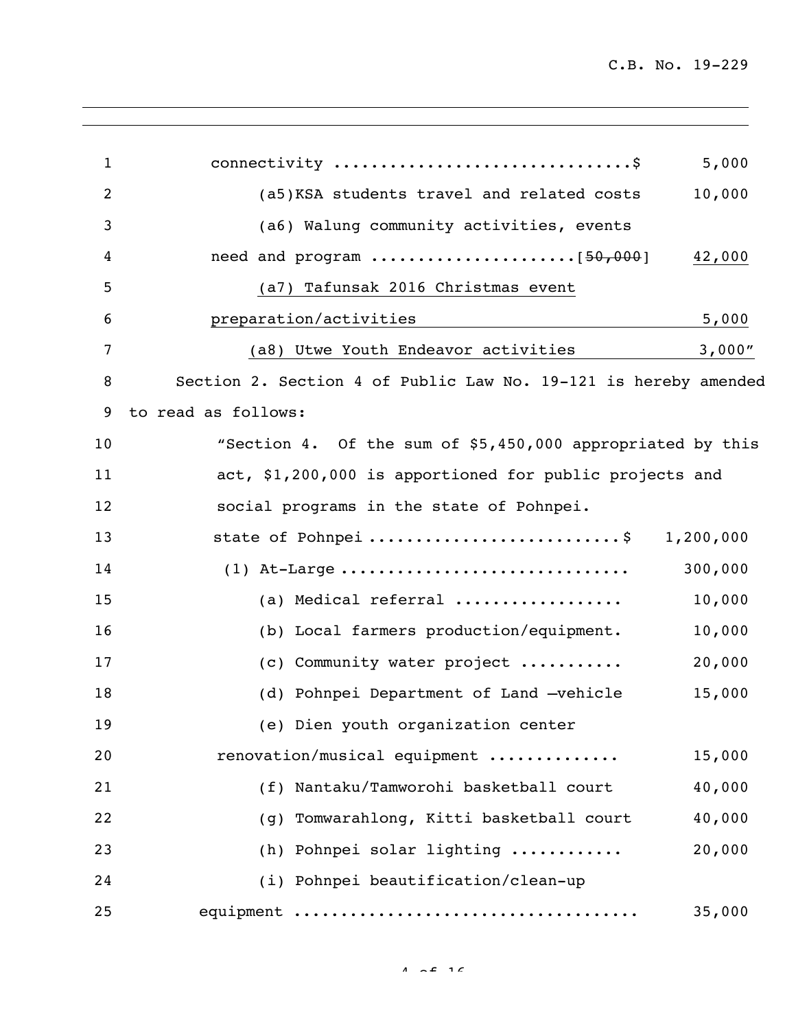connectivity ...............................$ 5,000

(a5)KSA students travel and related costs 10,000

(a6) Walung community activities, events need and program .....................[~~50,000~~] 42,000

<u>(a7) Tafunsak 2016 Christmas event preparation/activities 5,000</u>

<u>(a8) Utwe Youth Endeavor activities 3,000</u>"

Section 2. Section 4 of Public Law No. 19-121 is hereby amended to read as follows:

"Section 4. Of the sum of $5,450,000 appropriated by this act, $1,200,000 is apportioned for public projects and social programs in the state of Pohnpei.

state of Pohnpei ..........................$ 1,200,000

(1) At-Large ............................. 300,000

(a) Medical referral ................. 10,000

(b) Local farmers production/equipment. 10,000

(c) Community water project ........... 20,000

(d) Pohnpei Department of Land –vehicle 15,000

(e) Dien youth organization center renovation/musical equipment .............. 15,000

(f) Nantaku/Tamworohi basketball court 40,000

(g) Tomwarahlong, Kitti basketball court 40,000

(h) Pohnpei solar lighting ........... 20,000

(i) Pohnpei beautification/clean-up equipment .................................... 35,000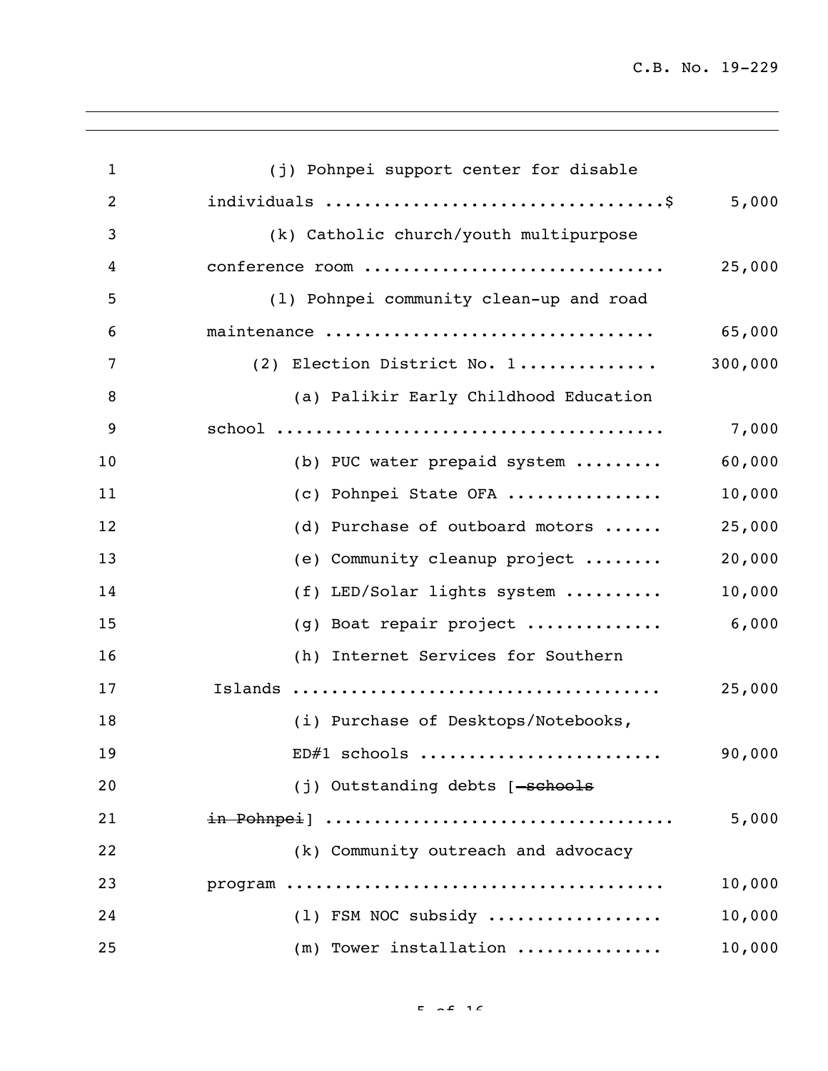(j) Pohnpei support center for disable individuals ..................................$ 5,000

(k) Catholic church/youth multipurpose conference room .............................. 25,000

(l) Pohnpei community clean-up and road maintenance ................................ 65,000

(2) Election District No. 1............. 300,000

(a) Palikir Early Childhood Education school ....................................... 7,000

(b) PUC water prepaid system ......... 60,000

(c) Pohnpei State OFA ................ 10,000

(d) Purchase of outboard motors ...... 25,000

(e) Community cleanup project ........ 20,000

(f) LED/Solar lights system .......... 10,000

(g) Boat repair project .............. 6,000

(h) Internet Services for Southern Islands ...................................... 25,000

(i) Purchase of Desktops/Notebooks, ED#1 schools ......................... 90,000

(j) Outstanding debts [~~schools in Pohnpei~~] ................................... 5,000

(k) Community outreach and advocacy program ...................................... 10,000

(l) FSM NOC subsidy .................. 10,000

(m) Tower installation ............... 10,000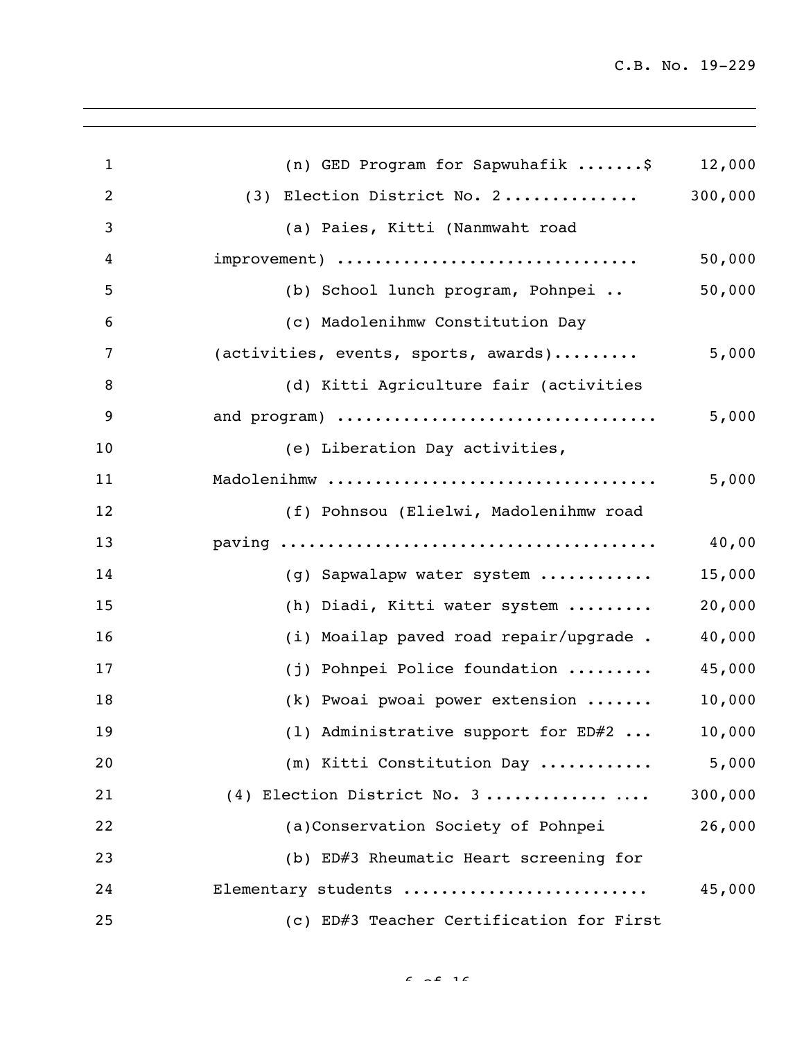(n) GED Program for Sapwuhafik .......$ 12,000

(3) Election District No. 2............. 300,000

(a) Paies, Kitti (Nanmwaht road improvement) .............................. 50,000

(b) School lunch program, Pohnpei .. 50,000

(c) Madolenihmw Constitution Day (activities, events, sports, awards)......... 5,000

(d) Kitti Agriculture fair (activities and program) ................................ 5,000

(e) Liberation Day activities, Madolenihmw .................................. 5,000

(f) Pohnsou (Elielwi, Madolenihmw road paving ....................................... 40,00

(g) Sapwalapw water system ........... 15,000

(h) Diadi, Kitti water system ......... 20,000

(i) Moailap paved road repair/upgrade . 40,000

(j) Pohnpei Police foundation ......... 45,000

(k) Pwoai pwoai power extension ....... 10,000

(l) Administrative support for ED#2 ... 10,000

(m) Kitti Constitution Day ........... 5,000

(4) Election District No. 3 ............ .... 300,000

(a)Conservation Society of Pohnpei 26,000

(b) ED#3 Rheumatic Heart screening for Elementary students ........................ 45,000

(c) ED#3 Teacher Certification for First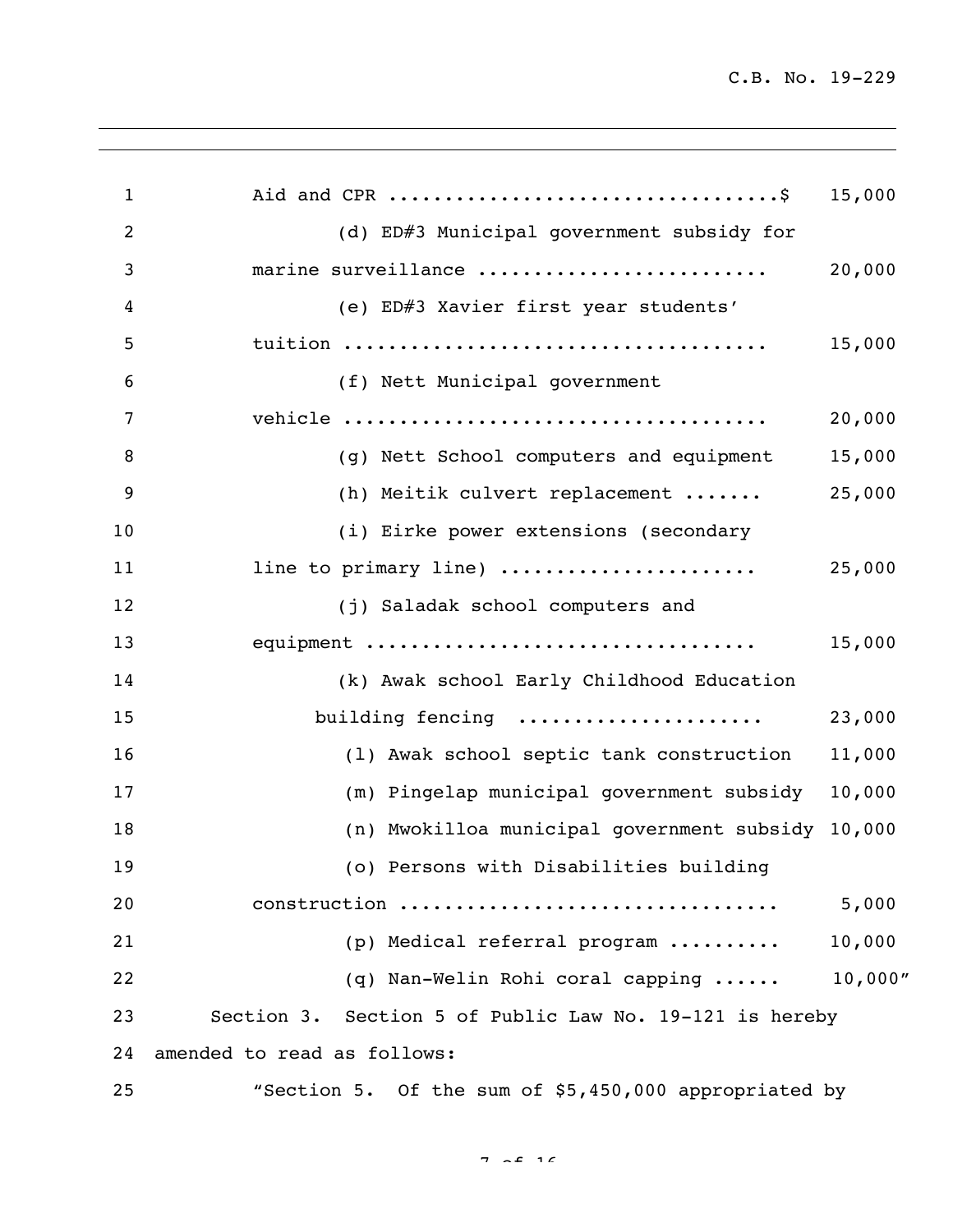Aid and CPR ..................................$ 15,000

(d) ED#3 Municipal government subsidy for marine surveillance ......................... 20,000

(e) ED#3 Xavier first year students' tuition ..................................... 15,000

(f) Nett Municipal government vehicle ..................................... 20,000

(g) Nett School computers and equipment 15,000

(h) Meitik culvert replacement ....... 25,000

(i) Eirke power extensions (secondary line to primary line) ...................... 25,000

(j) Saladak school computers and equipment .................................. 15,000

(k) Awak school Early Childhood Education building fencing ..................... 23,000

(l) Awak school septic tank construction 11,000

(m) Pingelap municipal government subsidy 10,000

(n) Mwokilloa municipal government subsidy 10,000

(o) Persons with Disabilities building construction ................................ 5,000

(p) Medical referral program .......... 10,000

(q) Nan-Welin Rohi coral capping ...... 10,000"

Section 3. Section 5 of Public Law No. 19-121 is hereby amended to read as follows:

"Section 5. Of the sum of $5,450,000 appropriated by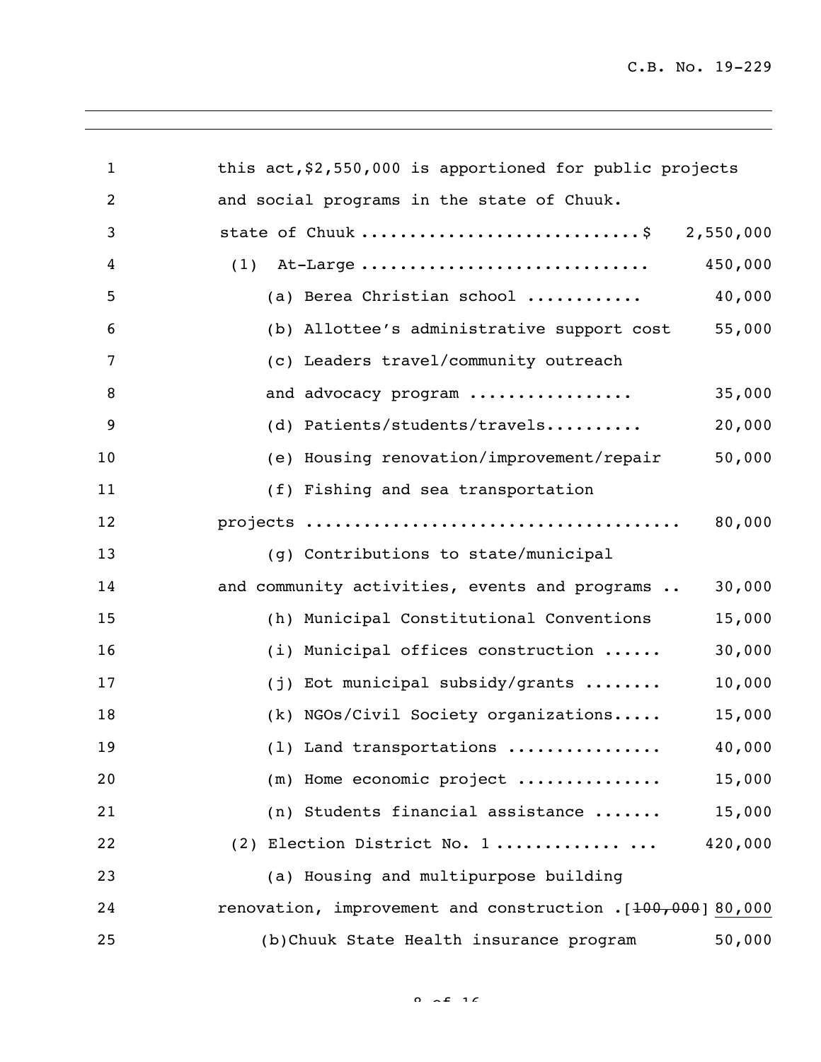this act, $2,550,000 is apportioned for public projects and social programs in the state of Chuuk.

| | |
|---|---|
| state of Chuuk ............................$ | 2,550,000 |
| (1) At-Large ............................. | 450,000 |
| (a) Berea Christian school ............ | 40,000 |
| (b) Allottee's administrative support cost | 55,000 |
| (c) Leaders travel/community outreach and advocacy program ................. | 35,000 |
| (d) Patients/students/travels.......... | 20,000 |
| (e) Housing renovation/improvement/repair | 50,000 |
| (f) Fishing and sea transportation projects ...................................... | 80,000 |
| (g) Contributions to state/municipal and community activities, events and programs .. | 30,000 |
| (h) Municipal Constitutional Conventions | 15,000 |
| (i) Municipal offices construction ...... | 30,000 |
| (j) Eot municipal subsidy/grants ........ | 10,000 |
| (k) NGOs/Civil Society organizations..... | 15,000 |
| (l) Land transportations ............... | 40,000 |
| (m) Home economic project ............... | 15,000 |
| (n) Students financial assistance ....... | 15,000 |
| (2) Election District No. 1 ............ ... | 420,000 |
| (a) Housing and multipurpose building renovation, improvement and construction .[~~100,000~~] | 80,000 |
| (b) Chuuk State Health insurance program | 50,000 |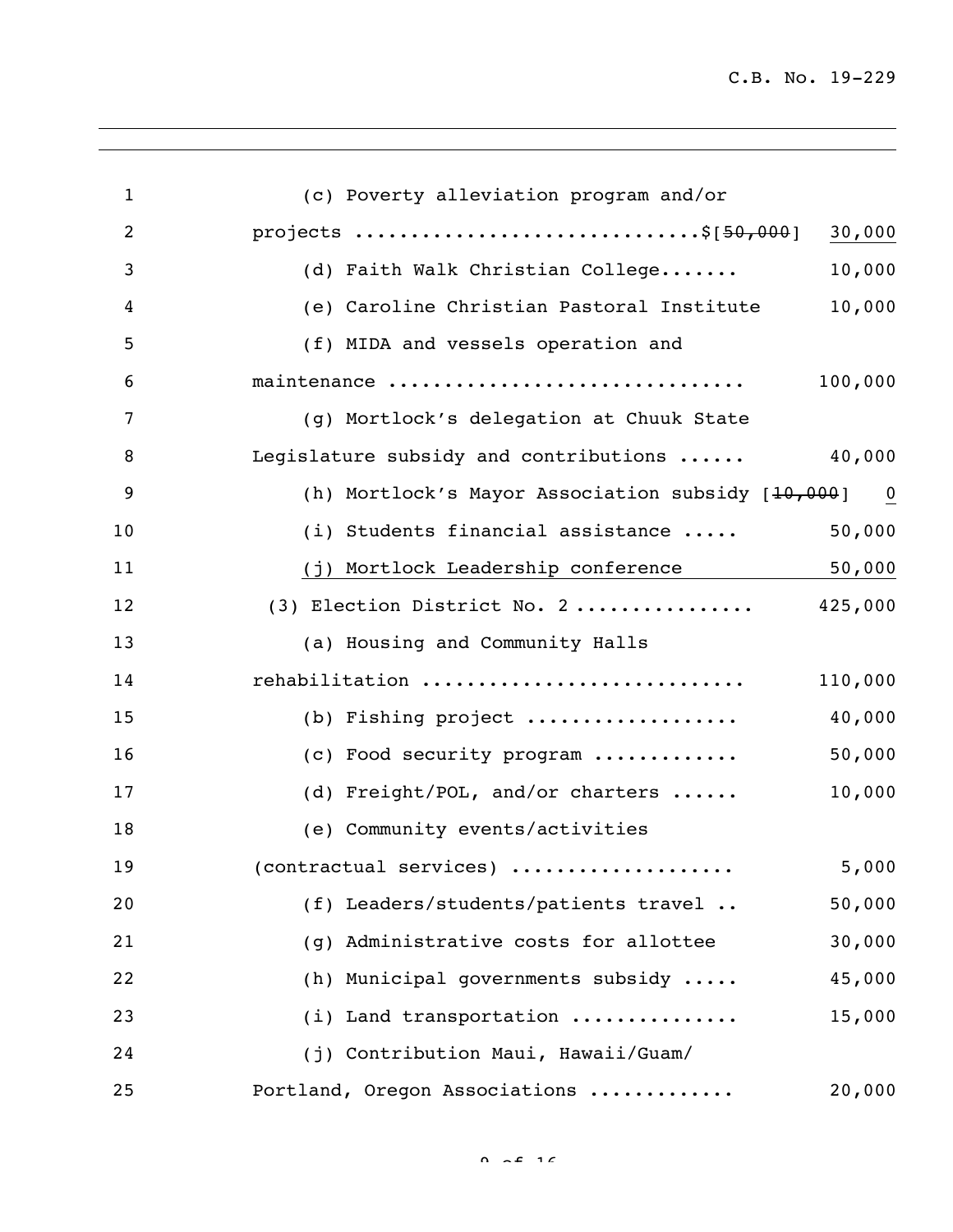(c) Poverty alleviation program and/or projects ..............................$[~~50,000~~] <u>30,000</u>

(d) Faith Walk Christian College....... 10,000

(e) Caroline Christian Pastoral Institute 10,000

(f) MIDA and vessels operation and maintenance .............................. 100,000

(g) Mortlock's delegation at Chuuk State Legislature subsidy and contributions ...... 40,000

(h) Mortlock's Mayor Association subsidy [~~10,000~~] <u>0</u>

(i) Students financial assistance ..... 50,000

<u>(j) Mortlock Leadership conference 50,000</u>

(3) Election District No. 2 ................ 425,000

(a) Housing and Community Halls rehabilitation ........................... 110,000

(b) Fishing project .................. 40,000

(c) Food security program ............ 50,000

(d) Freight/POL, and/or charters ...... 10,000

(e) Community events/activities (contractual services) ................... 5,000

(f) Leaders/students/patients travel .. 50,000

(g) Administrative costs for allottee 30,000

(h) Municipal governments subsidy ..... 45,000

(i) Land transportation .............. 15,000

(j) Contribution Maui, Hawaii/Guam/ Portland, Oregon Associations ............ 20,000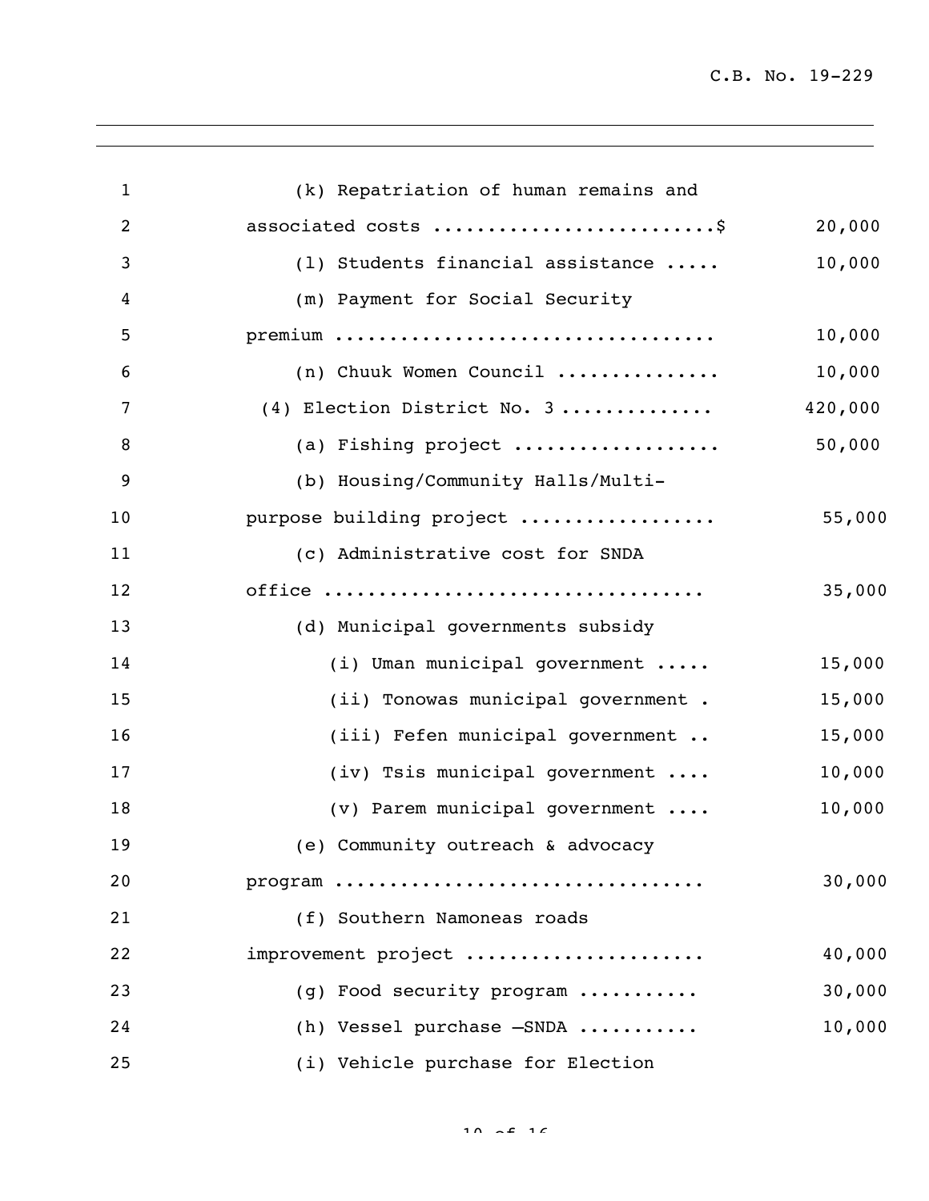(k) Repatriation of human remains and associated costs ......................... $ 20,000

(l) Students financial assistance ..... 10,000

(m) Payment for Social Security premium .................................. 10,000

(n) Chuuk Women Council .............. 10,000

(4) Election District No. 3 ............. 420,000

(a) Fishing project .................. 50,000

(b) Housing/Community Halls/Multi-purpose building project ................. 55,000

(c) Administrative cost for SNDA office ................................. 35,000

(d) Municipal governments subsidy

(i) Uman municipal government ..... 15,000

(ii) Tonowas municipal government . 15,000

(iii) Fefen municipal government .. 15,000

(iv) Tsis municipal government .... 10,000

(v) Parem municipal government .... 10,000

(e) Community outreach & advocacy program ................................ 30,000

(f) Southern Namoneas roads improvement project ..................... 40,000

(g) Food security program ........... 30,000

(h) Vessel purchase –SNDA ........... 10,000

(i) Vehicle purchase for Election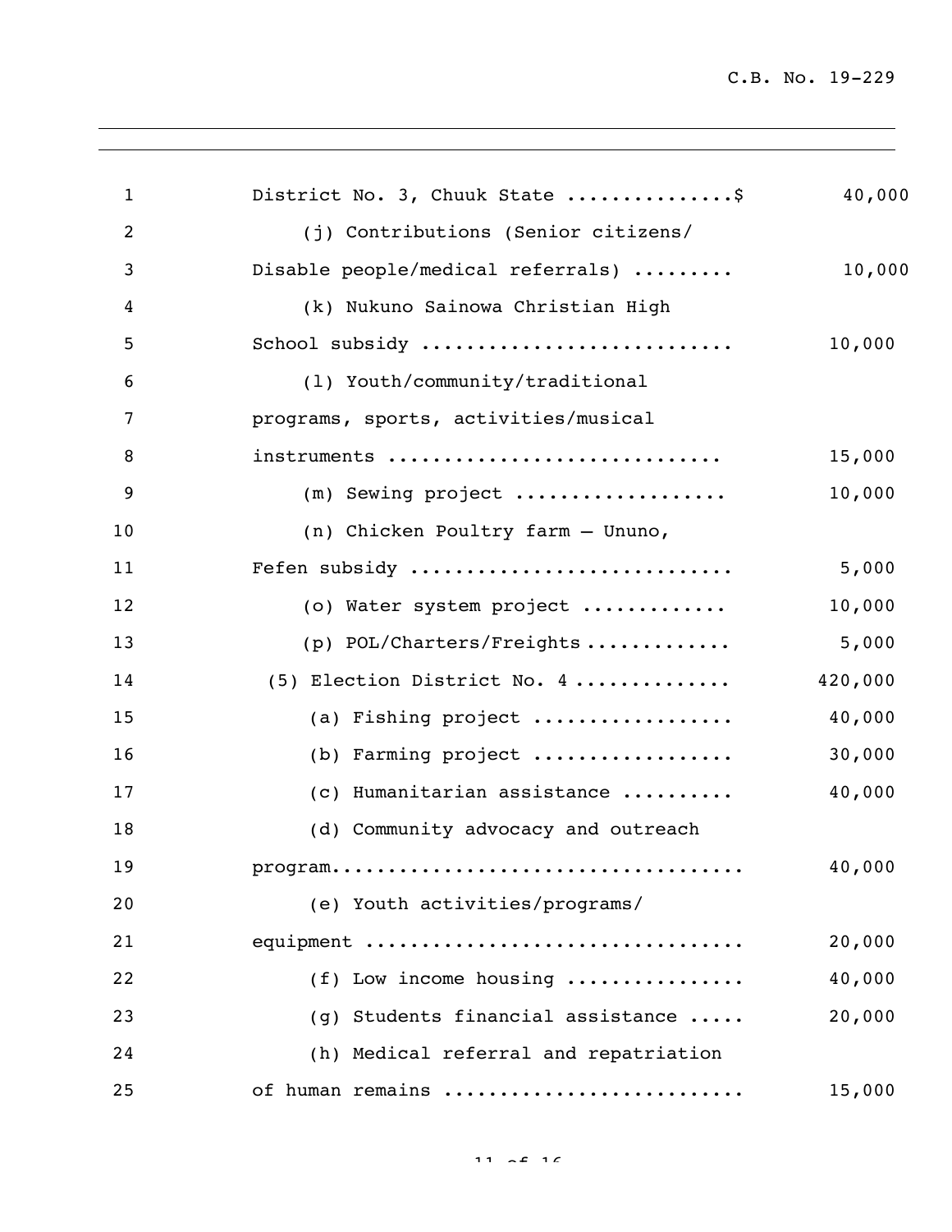District No. 3, Chuuk State ..............$ 40,000

(j) Contributions (Senior citizens/ Disable people/medical referrals) ......... 10,000

(k) Nukuno Sainowa Christian High School subsidy ........................... 10,000

(l) Youth/community/traditional programs, sports, activities/musical instruments ............................ 15,000

(m) Sewing project .................. 10,000

(n) Chicken Poultry farm – Ununo, Fefen subsidy ........................... 5,000

(o) Water system project ............ 10,000

(p) POL/Charters/Freights ............ 5,000

(5) Election District No. 4 ............. 420,000

(a) Fishing project ................. 40,000

(b) Farming project ................. 30,000

(c) Humanitarian assistance .......... 40,000

(d) Community advocacy and outreach program.................................... 40,000

(e) Youth activities/programs/ equipment ................................ 20,000

(f) Low income housing ............... 40,000

(g) Students financial assistance ..... 20,000

(h) Medical referral and repatriation of human remains .......................... 15,000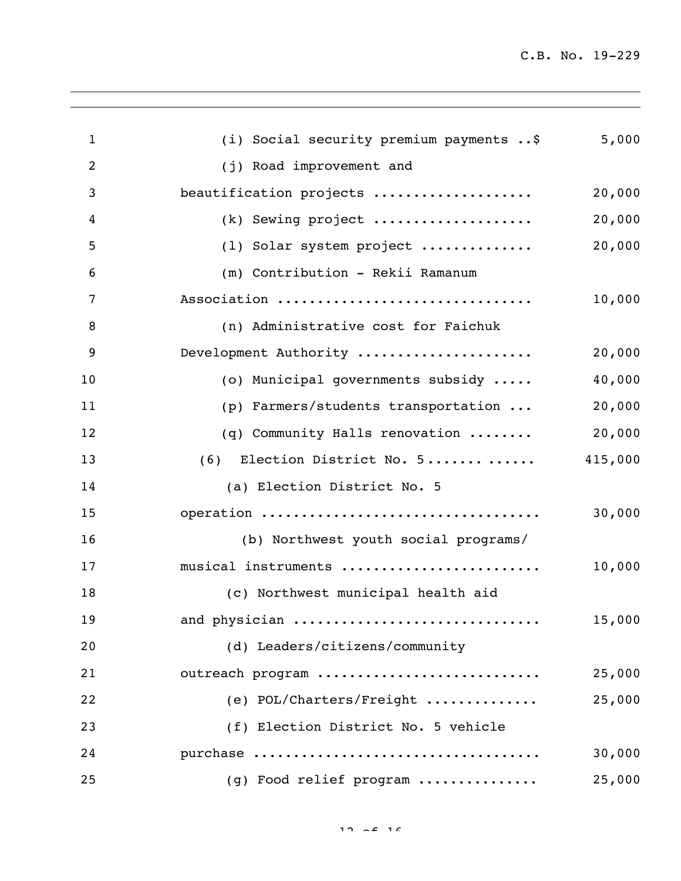| | | |
|---|---|---|
| 1 | (i) Social security premium payments ..$ | 5,000 |
| 2 | (j) Road improvement and | |
| 3 | beautification projects .................... | 20,000 |
| 4 | (k) Sewing project .................... | 20,000 |
| 5 | (l) Solar system project .............. | 20,000 |
| 6 | (m) Contribution - Rekii Ramanum | |
| 7 | Association ............................... | 10,000 |
| 8 | (n) Administrative cost for Faichuk | |
| 9 | Development Authority ..................... | 20,000 |
| 10 | (o) Municipal governments subsidy ..... | 40,000 |
| 11 | (p) Farmers/students transportation ... | 20,000 |
| 12 | (q) Community Halls renovation ........ | 20,000 |
| 13 | (6) Election District No. 5........ ...... | 415,000 |
| 14 | (a) Election District No. 5 | |
| 15 | operation .................................. | 30,000 |
| 16 | (b) Northwest youth social programs/ | |
| 17 | musical instruments ........................ | 10,000 |
| 18 | (c) Northwest municipal health aid | |
| 19 | and physician .............................. | 15,000 |
| 20 | (d) Leaders/citizens/community | |
| 21 | outreach program ........................... | 25,000 |
| 22 | (e) POL/Charters/Freight .............. | 25,000 |
| 23 | (f) Election District No. 5 vehicle | |
| 24 | purchase ................................... | 30,000 |
| 25 | (g) Food relief program ............... | 25,000 |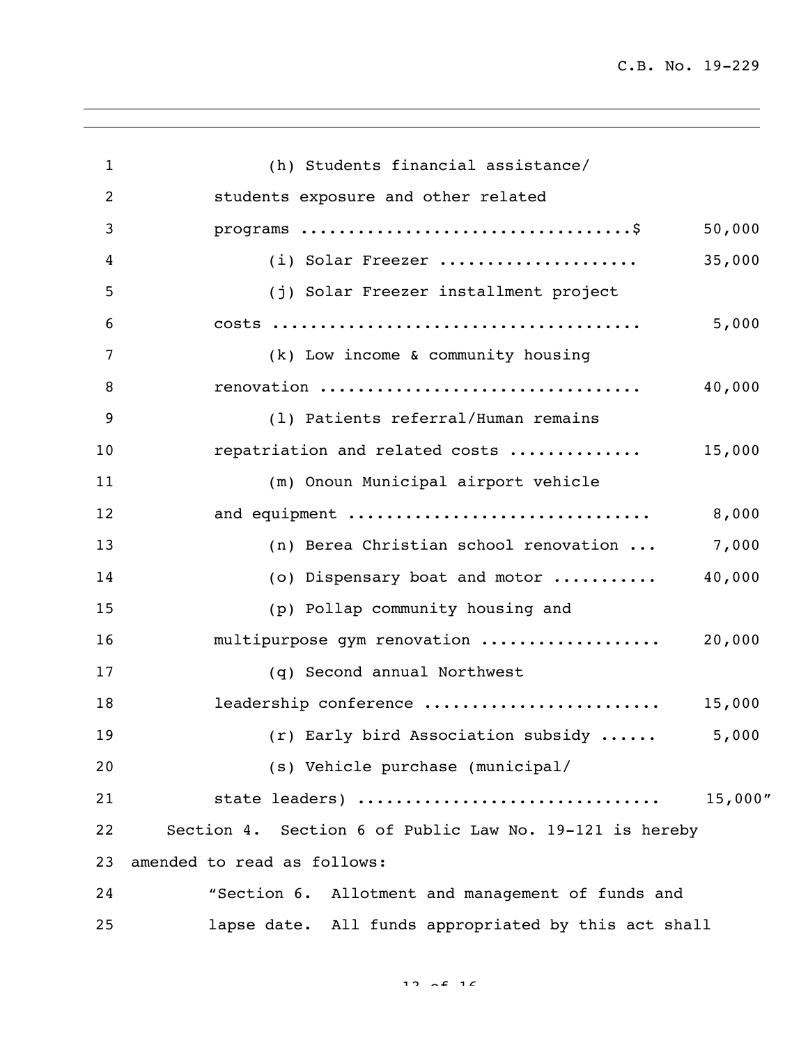(h) Students financial assistance/ students exposure and other related programs ..................................$ 50,000

(i) Solar Freezer ..................... 35,000

(j) Solar Freezer installment project costs ..................................... 5,000

(k) Low income & community housing renovation ................................. 40,000

(l) Patients referral/Human remains repatriation and related costs ............. 15,000

(m) Onoun Municipal airport vehicle and equipment ............................... 8,000

(n) Berea Christian school renovation ... 7,000

(o) Dispensary boat and motor ........... 40,000

(p) Pollap community housing and multipurpose gym renovation .................. 20,000

(q) Second annual Northwest leadership conference ........................ 15,000

(r) Early bird Association subsidy ...... 5,000

(s) Vehicle purchase (municipal/ state leaders) ............................... 15,000"

Section 4. Section 6 of Public Law No. 19-121 is hereby amended to read as follows:

"Section 6. Allotment and management of funds and lapse date. All funds appropriated by this act shall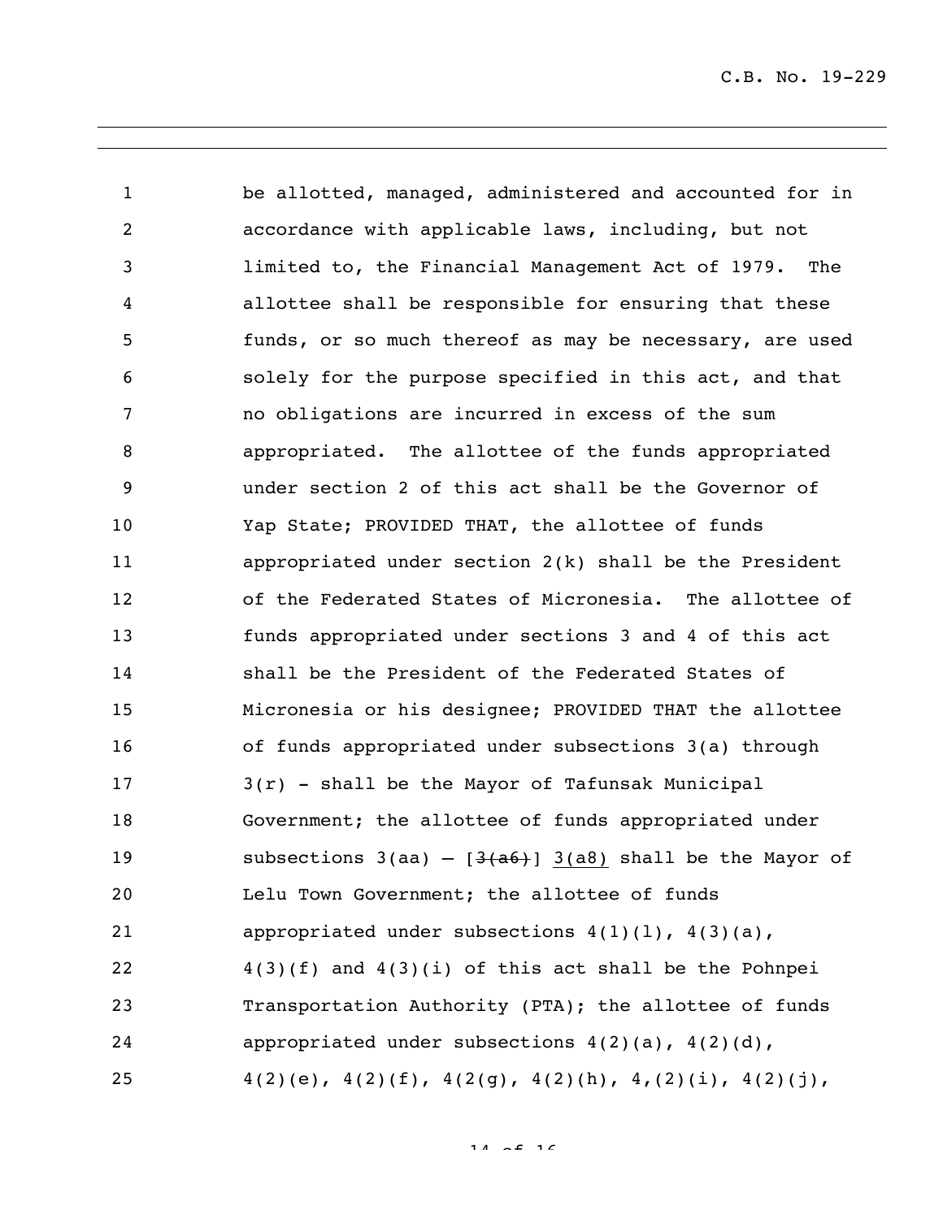be allotted, managed, administered and accounted for in accordance with applicable laws, including, but not limited to, the Financial Management Act of 1979. The allottee shall be responsible for ensuring that these funds, or so much thereof as may be necessary, are used solely for the purpose specified in this act, and that no obligations are incurred in excess of the sum appropriated. The allottee of the funds appropriated under section 2 of this act shall be the Governor of Yap State; PROVIDED THAT, the allottee of funds appropriated under section 2(k) shall be the President of the Federated States of Micronesia. The allottee of funds appropriated under sections 3 and 4 of this act shall be the President of the Federated States of Micronesia or his designee; PROVIDED THAT the allottee of funds appropriated under subsections 3(a) through 3(r) - shall be the Mayor of Tafunsak Municipal Government; the allottee of funds appropriated under subsections 3(aa) – [~~3(a6)~~] <u>3(a8)</u> shall be the Mayor of Lelu Town Government; the allottee of funds appropriated under subsections 4(1)(l), 4(3)(a), 4(3)(f) and 4(3)(i) of this act shall be the Pohnpei Transportation Authority (PTA); the allottee of funds appropriated under subsections 4(2)(a), 4(2)(d), 4(2)(e), 4(2)(f), 4(2(g), 4(2)(h), 4,(2)(i), 4(2)(j),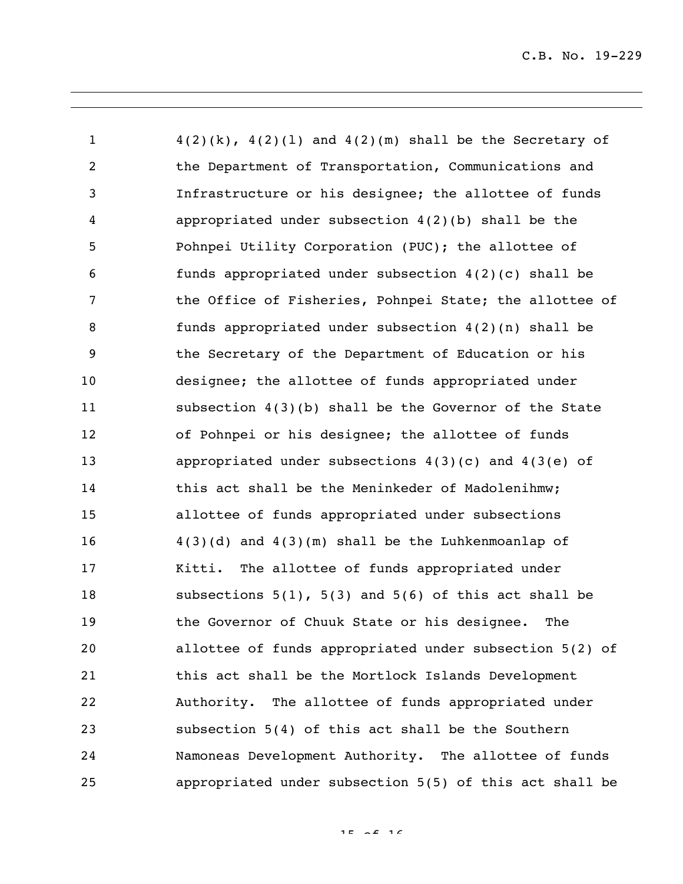4(2)(k), 4(2)(l) and 4(2)(m) shall be the Secretary of the Department of Transportation, Communications and Infrastructure or his designee; the allottee of funds appropriated under subsection 4(2)(b) shall be the Pohnpei Utility Corporation (PUC); the allottee of funds appropriated under subsection 4(2)(c) shall be the Office of Fisheries, Pohnpei State; the allottee of funds appropriated under subsection 4(2)(n) shall be the Secretary of the Department of Education or his designee; the allottee of funds appropriated under subsection 4(3)(b) shall be the Governor of the State of Pohnpei or his designee; the allottee of funds appropriated under subsections 4(3)(c) and 4(3(e) of this act shall be the Meninkeder of Madolenihmw; allottee of funds appropriated under subsections 4(3)(d) and 4(3)(m) shall be the Luhkenmoanlap of Kitti. The allottee of funds appropriated under subsections 5(1), 5(3) and 5(6) of this act shall be the Governor of Chuuk State or his designee. The allottee of funds appropriated under subsection 5(2) of this act shall be the Mortlock Islands Development Authority. The allottee of funds appropriated under subsection 5(4) of this act shall be the Southern Namoneas Development Authority. The allottee of funds appropriated under subsection 5(5) of this act shall be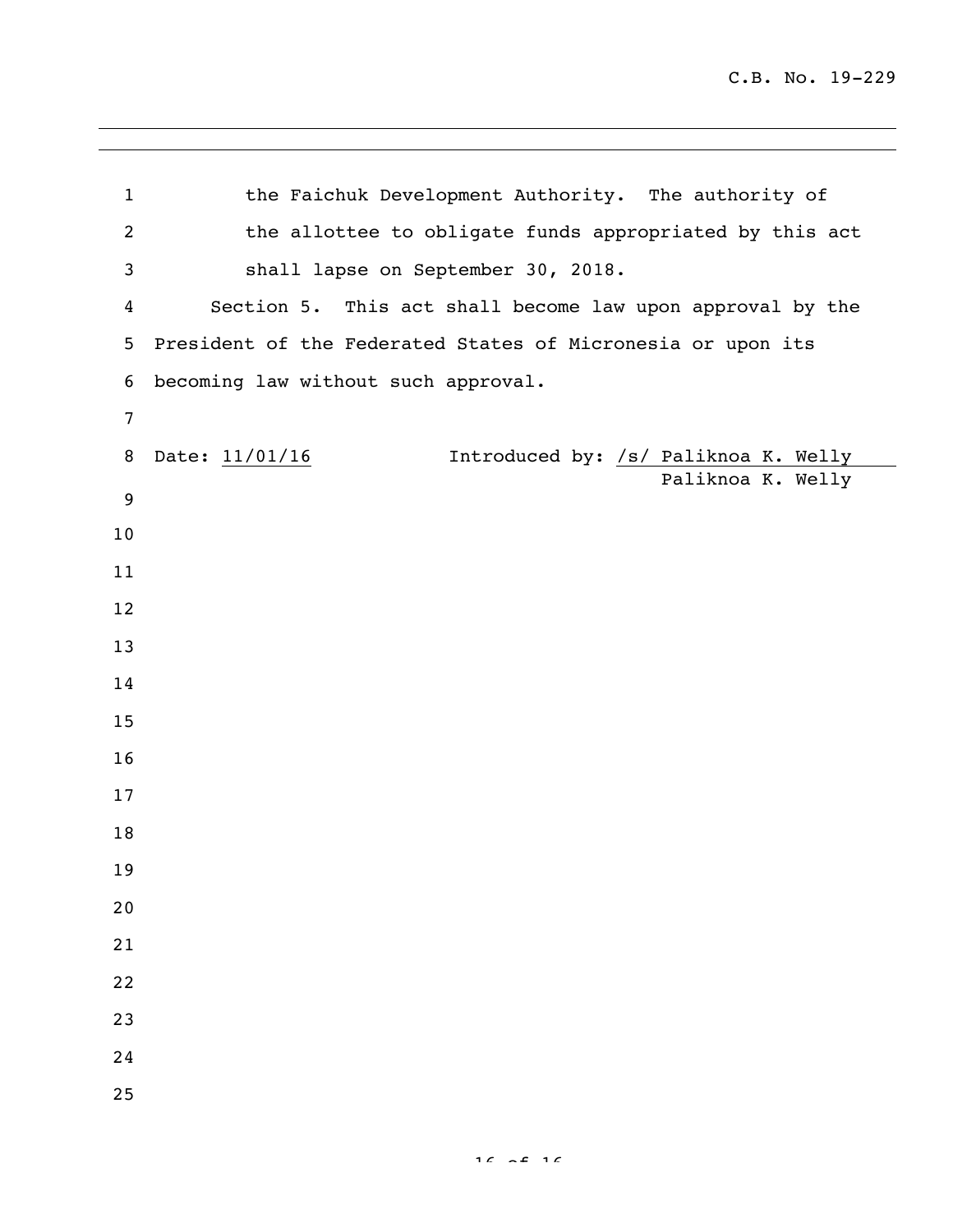the Faichuk Development Authority. The authority of the allottee to obligate funds appropriated by this act shall lapse on September 30, 2018.

Section 5. This act shall become law upon approval by the President of the Federated States of Micronesia or upon its becoming law without such approval.

Date: 11/01/16

Introduced by: /s/ Paliknoa K. Welly
Paliknoa K. Welly